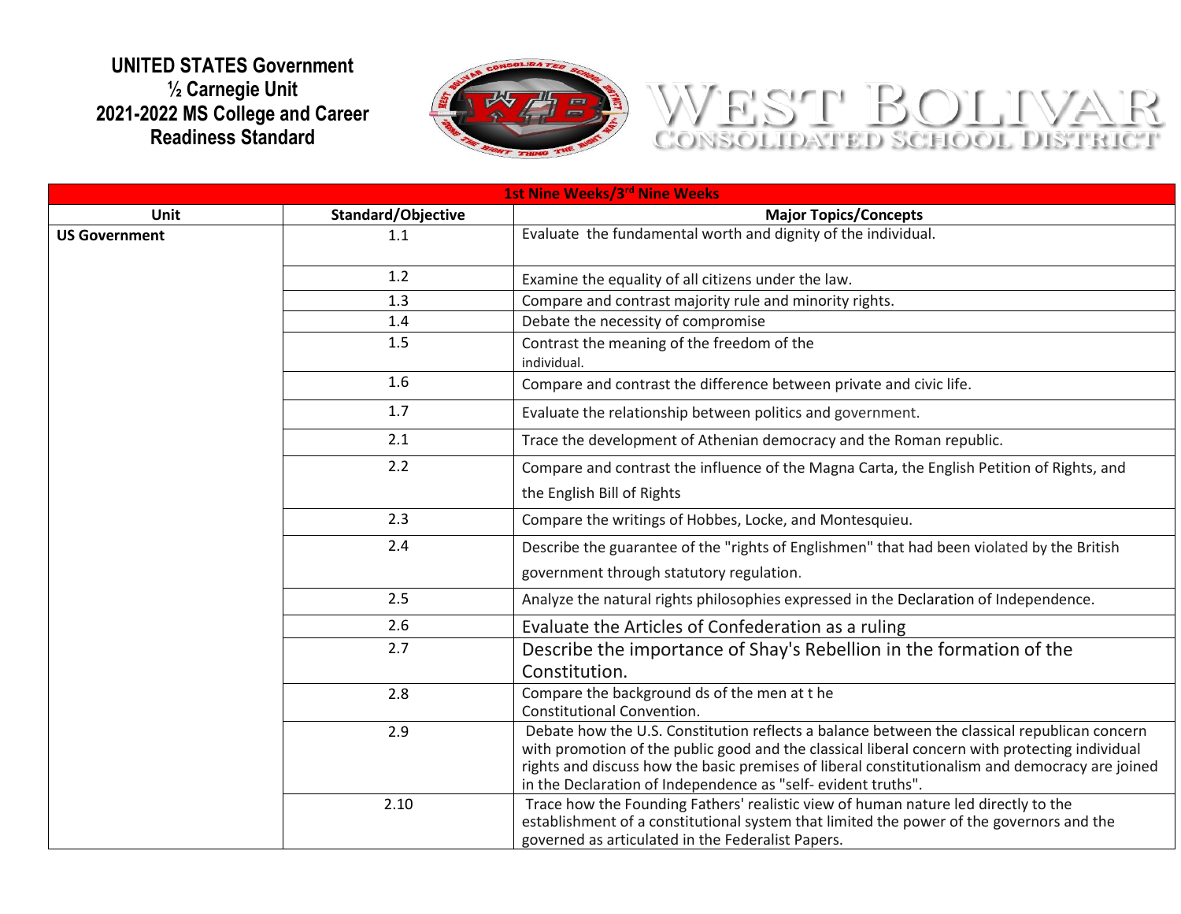**UNITED STATES Government**
**½ Carnegie Unit**
**2021-2022 MS College and Career Readiness Standard**

WEST BOLIVAR
CONSOLIDATED SCHOOL DISTRICT

| 1st Nine Weeks/3rd Nine Weeks | | |
|---|---|---|
| **Unit** | **Standard/Objective** | **Major Topics/Concepts** |
| **US Government** | 1.1 | Evaluate the fundamental worth and dignity of the individual. |
| | 1.2 | Examine the equality of all citizens under the law. |
| | 1.3 | Compare and contrast majority rule and minority rights. |
| | 1.4 | Debate the necessity of compromise |
| | 1.5 | Contrast the meaning of the freedom of the individual. |
| | 1.6 | Compare and contrast the difference between private and civic life. |
| | 1.7 | Evaluate the relationship between politics and government. |
| | 2.1 | Trace the development of Athenian democracy and the Roman republic. |
| | 2.2 | Compare and contrast the influence of the Magna Carta, the English Petition of Rights, and the English Bill of Rights |
| | 2.3 | Compare the writings of Hobbes, Locke, and Montesquieu. |
| | 2.4 | Describe the guarantee of the "rights of Englishmen" that had been violated by the British government through statutory regulation. |
| | 2.5 | Analyze the natural rights philosophies expressed in the Declaration of Independence. |
| | 2.6 | Evaluate the Articles of Confederation as a ruling |
| | 2.7 | Describe the importance of Shay's Rebellion in the formation of the Constitution. |
| | 2.8 | Compare the background ds of the men at t he Constitutional Convention. |
| | 2.9 | Debate how the U.S. Constitution reflects a balance between the classical republican concern with promotion of the public good and the classical liberal concern with protecting individual rights and discuss how the basic premises of liberal constitutionalism and democracy are joined in the Declaration of Independence as "self- evident truths". |
| | 2.10 | Trace how the Founding Fathers' realistic view of human nature led directly to the establishment of a constitutional system that limited the power of the governors and the governed as articulated in the Federalist Papers. |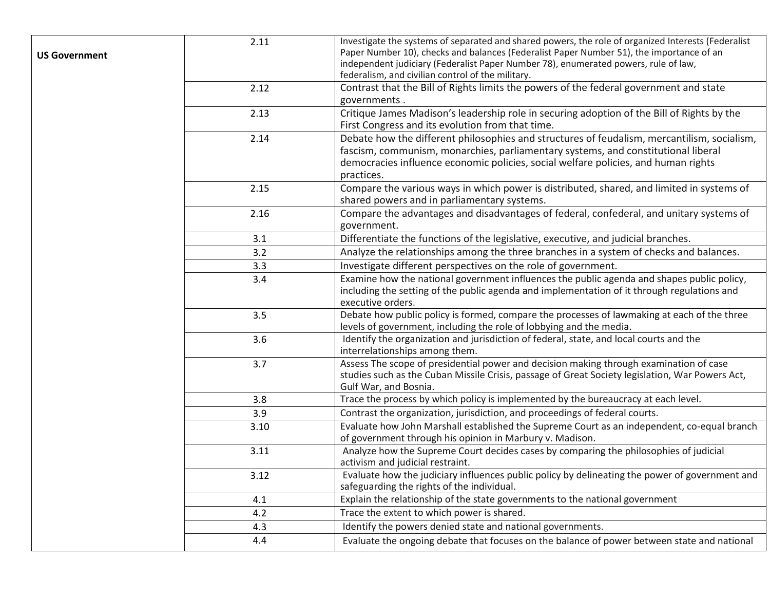| | | |
|---|---|---|
| **US Government** | 2.11 | Investigate the systems of separated and shared powers, the role of organized Interests (Federalist Paper Number 10), checks and balances (Federalist Paper Number 51), the importance of an independent judiciary (Federalist Paper Number 78), enumerated powers, rule of law, federalism, and civilian control of the military. |
| | 2.12 | Contrast that the Bill of Rights limits the powers of the federal government and state governments . |
| | 2.13 | Critique James Madison's leadership role in securing adoption of the Bill of Rights by the First Congress and its evolution from that time. |
| | 2.14 | Debate how the different philosophies and structures of feudalism, mercantilism, socialism, fascism, communism, monarchies, parliamentary systems, and constitutional liberal democracies influence economic policies, social welfare policies, and human rights practices. |
| | 2.15 | Compare the various ways in which power is distributed, shared, and limited in systems of shared powers and in parliamentary systems. |
| | 2.16 | Compare the advantages and disadvantages of federal, confederal, and unitary systems of government. |
| | 3.1 | Differentiate the functions of the legislative, executive, and judicial branches. |
| | 3.2 | Analyze the relationships among the three branches in a system of checks and balances. |
| | 3.3 | Investigate different perspectives on the role of government. |
| | 3.4 | Examine how the national government influences the public agenda and shapes public policy, including the setting of the public agenda and implementation of it through regulations and executive orders. |
| | 3.5 | Debate how public policy is formed, compare the processes of lawmaking at each of the three levels of government, including the role of lobbying and the media. |
| | 3.6 | Identify the organization and jurisdiction of federal, state, and local courts and the interrelationships among them. |
| | 3.7 | Assess The scope of presidential power and decision making through examination of case studies such as the Cuban Missile Crisis, passage of Great Society legislation, War Powers Act, Gulf War, and Bosnia. |
| | 3.8 | Trace the process by which policy is implemented by the bureaucracy at each level. |
| | 3.9 | Contrast the organization, jurisdiction, and proceedings of federal courts. |
| | 3.10 | Evaluate how John Marshall established the Supreme Court as an independent, co-equal branch of government through his opinion in Marbury v. Madison. |
| | 3.11 | Analyze how the Supreme Court decides cases by comparing the philosophies of judicial activism and judicial restraint. |
| | 3.12 | Evaluate how the judiciary influences public policy by delineating the power of government and safeguarding the rights of the individual. |
| | 4.1 | Explain the relationship of the state governments to the national government |
| | 4.2 | Trace the extent to which power is shared. |
| | 4.3 | Identify the powers denied state and national governments. |
| | 4.4 | Evaluate the ongoing debate that focuses on the balance of power between state and national |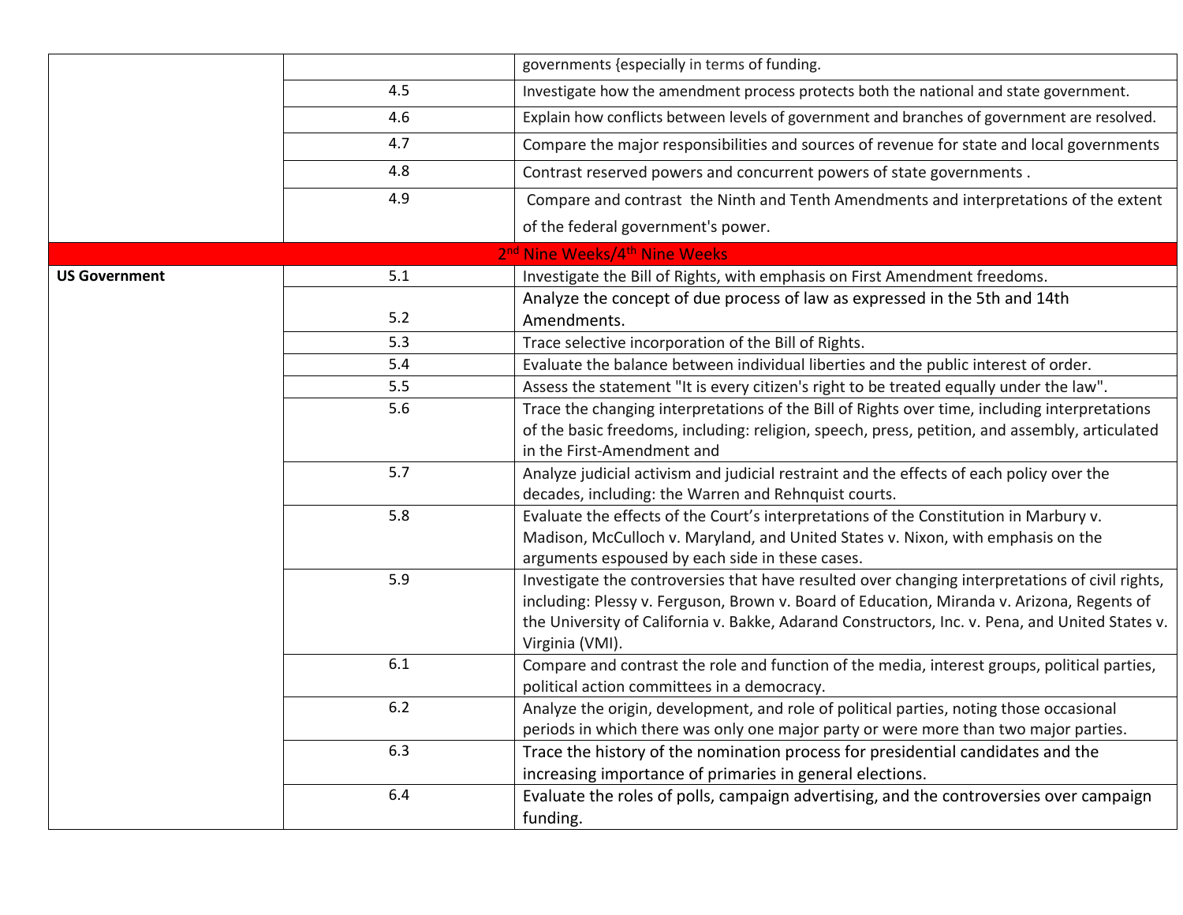| | | |
|---|---|---|
| | | governments {especially in terms of funding. |
| | 4.5 | Investigate how the amendment process protects both the national and state government. |
| | 4.6 | Explain how conflicts between levels of government and branches of government are resolved. |
| | 4.7 | Compare the major responsibilities and sources of revenue for state and local governments |
| | 4.8 | Contrast reserved powers and concurrent powers of state governments . |
| | 4.9 | Compare and contrast the Ninth and Tenth Amendments and interpretations of the extent of the federal government's power. |
| 2nd Nine Weeks/4th Nine Weeks | | |
| **US Government** | 5.1 | Investigate the Bill of Rights, with emphasis on First Amendment freedoms. |
| | 5.2 | Analyze the concept of due process of law as expressed in the 5th and 14th Amendments. |
| | 5.3 | Trace selective incorporation of the Bill of Rights. |
| | 5.4 | Evaluate the balance between individual liberties and the public interest of order. |
| | 5.5 | Assess the statement "It is every citizen's right to be treated equally under the law". |
| | 5.6 | Trace the changing interpretations of the Bill of Rights over time, including interpretations of the basic freedoms, including: religion, speech, press, petition, and assembly, articulated in the First-Amendment and |
| | 5.7 | Analyze judicial activism and judicial restraint and the effects of each policy over the decades, including: the Warren and Rehnquist courts. |
| | 5.8 | Evaluate the effects of the Court's interpretations of the Constitution in Marbury v. Madison, McCulloch v. Maryland, and United States v. Nixon, with emphasis on the arguments espoused by each side in these cases. |
| | 5.9 | Investigate the controversies that have resulted over changing interpretations of civil rights, including: Plessy v. Ferguson, Brown v. Board of Education, Miranda v. Arizona, Regents of the University of California v. Bakke, Adarand Constructors, Inc. v. Pena, and United States v. Virginia (VMI). |
| | 6.1 | Compare and contrast the role and function of the media, interest groups, political parties, political action committees in a democracy. |
| | 6.2 | Analyze the origin, development, and role of political parties, noting those occasional periods in which there was only one major party or were more than two major parties. |
| | 6.3 | Trace the history of the nomination process for presidential candidates and the increasing importance of primaries in general elections. |
| | 6.4 | Evaluate the roles of polls, campaign advertising, and the controversies over campaign funding. |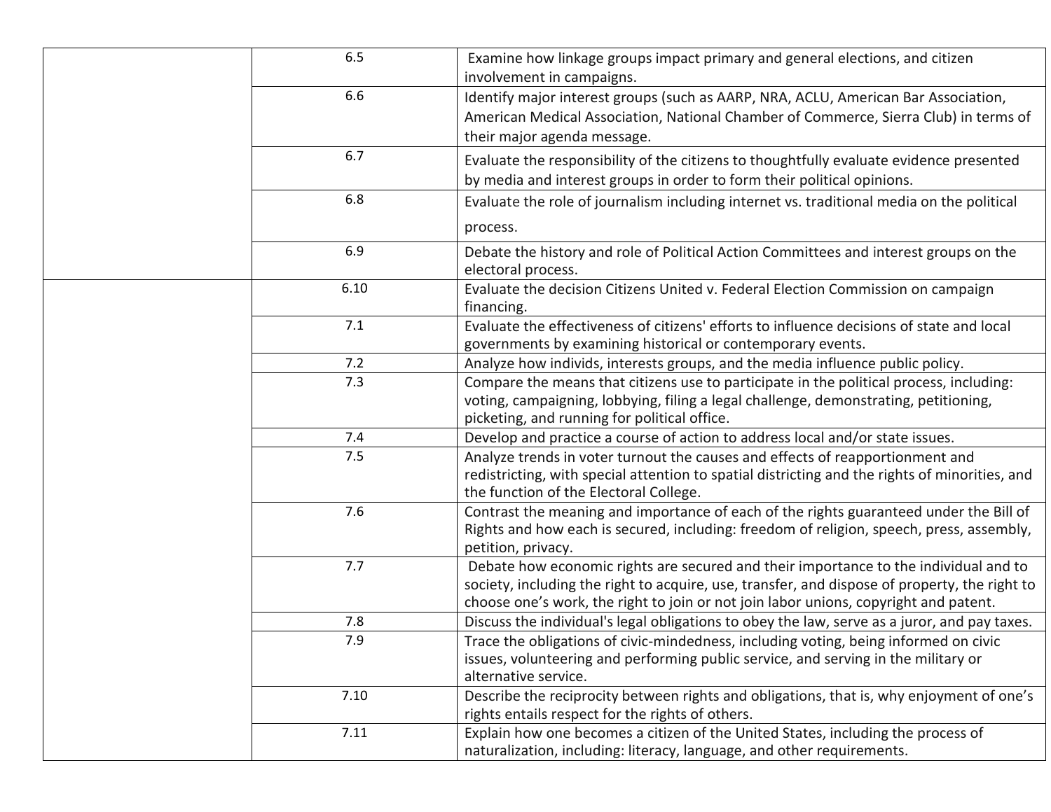| | | |
|---|---|---|
| | 6.5 | Examine how linkage groups impact primary and general elections, and citizen involvement in campaigns. |
| | 6.6 | Identify major interest groups (such as AARP, NRA, ACLU, American Bar Association, American Medical Association, National Chamber of Commerce, Sierra Club) in terms of their major agenda message. |
| | 6.7 | Evaluate the responsibility of the citizens to thoughtfully evaluate evidence presented by media and interest groups in order to form their political opinions. |
| | 6.8 | Evaluate the role of journalism including internet vs. traditional media on the political process. |
| | 6.9 | Debate the history and role of Political Action Committees and interest groups on the electoral process. |
| | 6.10 | Evaluate the decision Citizens United v. Federal Election Commission on campaign financing. |
| | 7.1 | Evaluate the effectiveness of citizens' efforts to influence decisions of state and local governments by examining historical or contemporary events. |
| | 7.2 | Analyze how individs, interests groups, and the media influence public policy. |
| | 7.3 | Compare the means that citizens use to participate in the political process, including: voting, campaigning, lobbying, filing a legal challenge, demonstrating, petitioning, picketing, and running for political office. |
| | 7.4 | Develop and practice a course of action to address local and/or state issues. |
| | 7.5 | Analyze trends in voter turnout the causes and effects of reapportionment and redistricting, with special attention to spatial districting and the rights of minorities, and the function of the Electoral College. |
| | 7.6 | Contrast the meaning and importance of each of the rights guaranteed under the Bill of Rights and how each is secured, including: freedom of religion, speech, press, assembly, petition, privacy. |
| | 7.7 | Debate how economic rights are secured and their importance to the individual and to society, including the right to acquire, use, transfer, and dispose of property, the right to choose one's work, the right to join or not join labor unions, copyright and patent. |
| | 7.8 | Discuss the individual's legal obligations to obey the law, serve as a juror, and pay taxes. |
| | 7.9 | Trace the obligations of civic-mindedness, including voting, being informed on civic issues, volunteering and performing public service, and serving in the military or alternative service. |
| | 7.10 | Describe the reciprocity between rights and obligations, that is, why enjoyment of one's rights entails respect for the rights of others. |
| | 7.11 | Explain how one becomes a citizen of the United States, including the process of naturalization, including: literacy, language, and other requirements. |